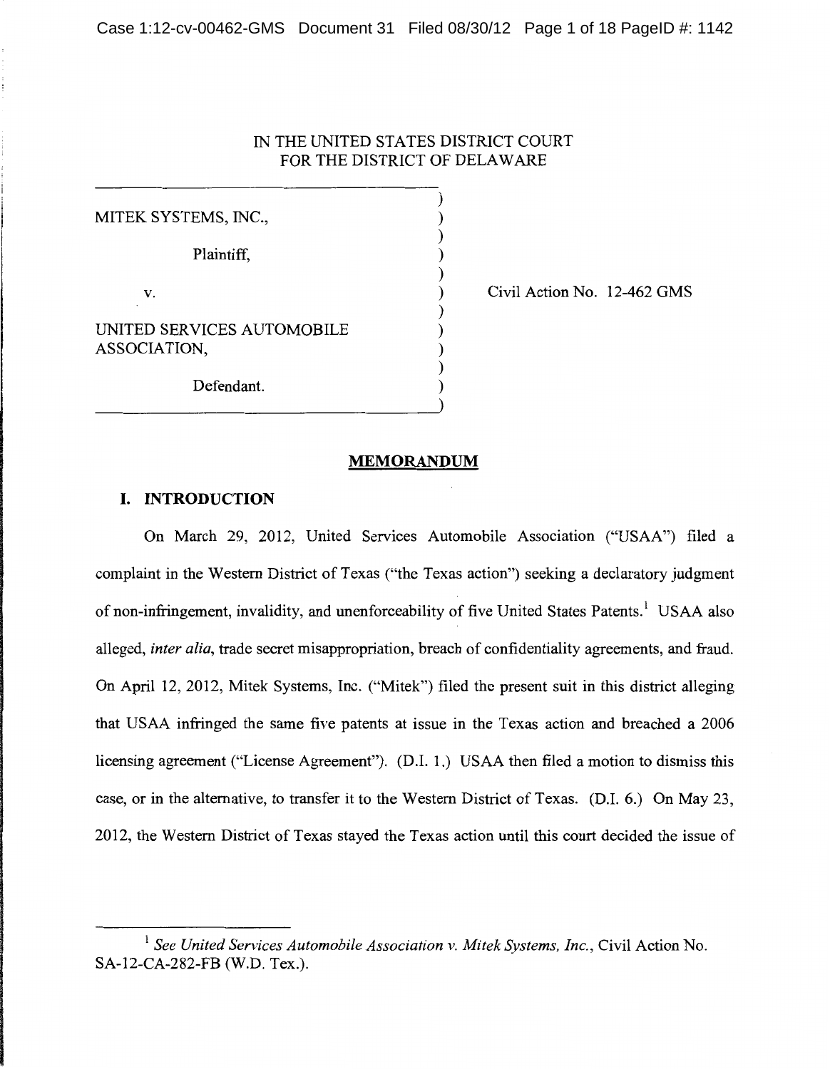IN THE UNITED STATES DISTRICT COURT
FOR THE DISTRICT OF DELAWARE

MITEK SYSTEMS, INC.,

Plaintiff,

v.

UNITED SERVICES AUTOMOBILE ASSOCIATION,

Defendant.

Civil Action No. 12-462 GMS

## MEMORANDUM

### I. INTRODUCTION

On March 29, 2012, United Services Automobile Association ("USAA") filed a complaint in the Western District of Texas ("the Texas action") seeking a declaratory judgment of non-infringement, invalidity, and unenforceability of five United States Patents.[1] USAA also alleged, *inter alia*, trade secret misappropriation, breach of confidentiality agreements, and fraud. On April 12, 2012, Mitek Systems, Inc. ("Mitek") filed the present suit in this district alleging that USAA infringed the same five patents at issue in the Texas action and breached a 2006 licensing agreement ("License Agreement"). (D.I. 1.) USAA then filed a motion to dismiss this case, or in the alternative, to transfer it to the Western District of Texas. (D.I. 6.) On May 23, 2012, the Western District of Texas stayed the Texas action until this court decided the issue of

[1] *See United Services Automobile Association v. Mitek Systems, Inc.*, Civil Action No. SA-12-CA-282-FB (W.D. Tex.).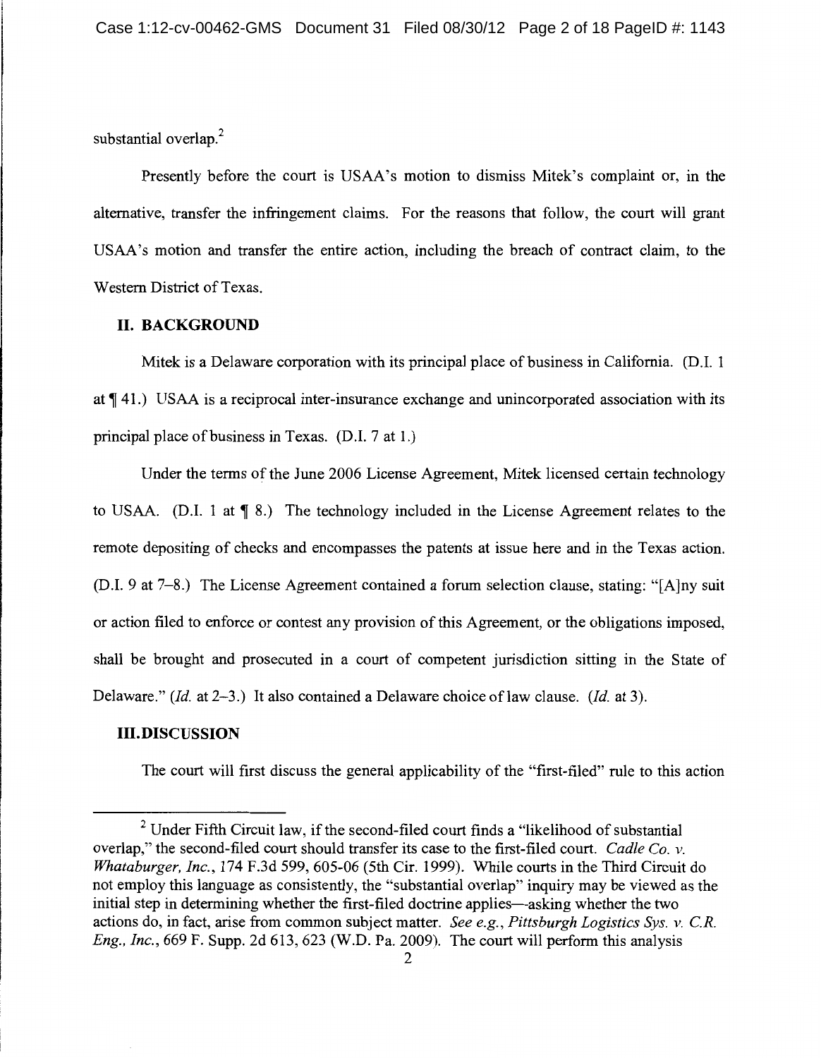substantial overlap.[2]

Presently before the court is USAA's motion to dismiss Mitek's complaint or, in the alternative, transfer the infringement claims. For the reasons that follow, the court will grant USAA's motion and transfer the entire action, including the breach of contract claim, to the Western District of Texas.

## II. BACKGROUND

Mitek is a Delaware corporation with its principal place of business in California. (D.I. 1 at ¶ 41.) USAA is a reciprocal inter-insurance exchange and unincorporated association with its principal place of business in Texas. (D.I. 7 at 1.)

Under the terms of the June 2006 License Agreement, Mitek licensed certain technology to USAA. (D.I. 1 at ¶ 8.) The technology included in the License Agreement relates to the remote depositing of checks and encompasses the patents at issue here and in the Texas action. (D.I. 9 at 7–8.) The License Agreement contained a forum selection clause, stating: "[A]ny suit or action filed to enforce or contest any provision of this Agreement, or the obligations imposed, shall be brought and prosecuted in a court of competent jurisdiction sitting in the State of Delaware." (*Id.* at 2–3.) It also contained a Delaware choice of law clause. (*Id.* at 3).

## III. DISCUSSION

The court will first discuss the general applicability of the "first-filed" rule to this action

---

[2] Under Fifth Circuit law, if the second-filed court finds a "likelihood of substantial overlap," the second-filed court should transfer its case to the first-filed court. *Cadle Co. v. Whataburger, Inc.*, 174 F.3d 599, 605-06 (5th Cir. 1999). While courts in the Third Circuit do not employ this language as consistently, the "substantial overlap" inquiry may be viewed as the initial step in determining whether the first-filed doctrine applies—asking whether the two actions do, in fact, arise from common subject matter. *See e.g.*, *Pittsburgh Logistics Sys. v. C.R. Eng., Inc.*, 669 F. Supp. 2d 613, 623 (W.D. Pa. 2009). The court will perform this analysis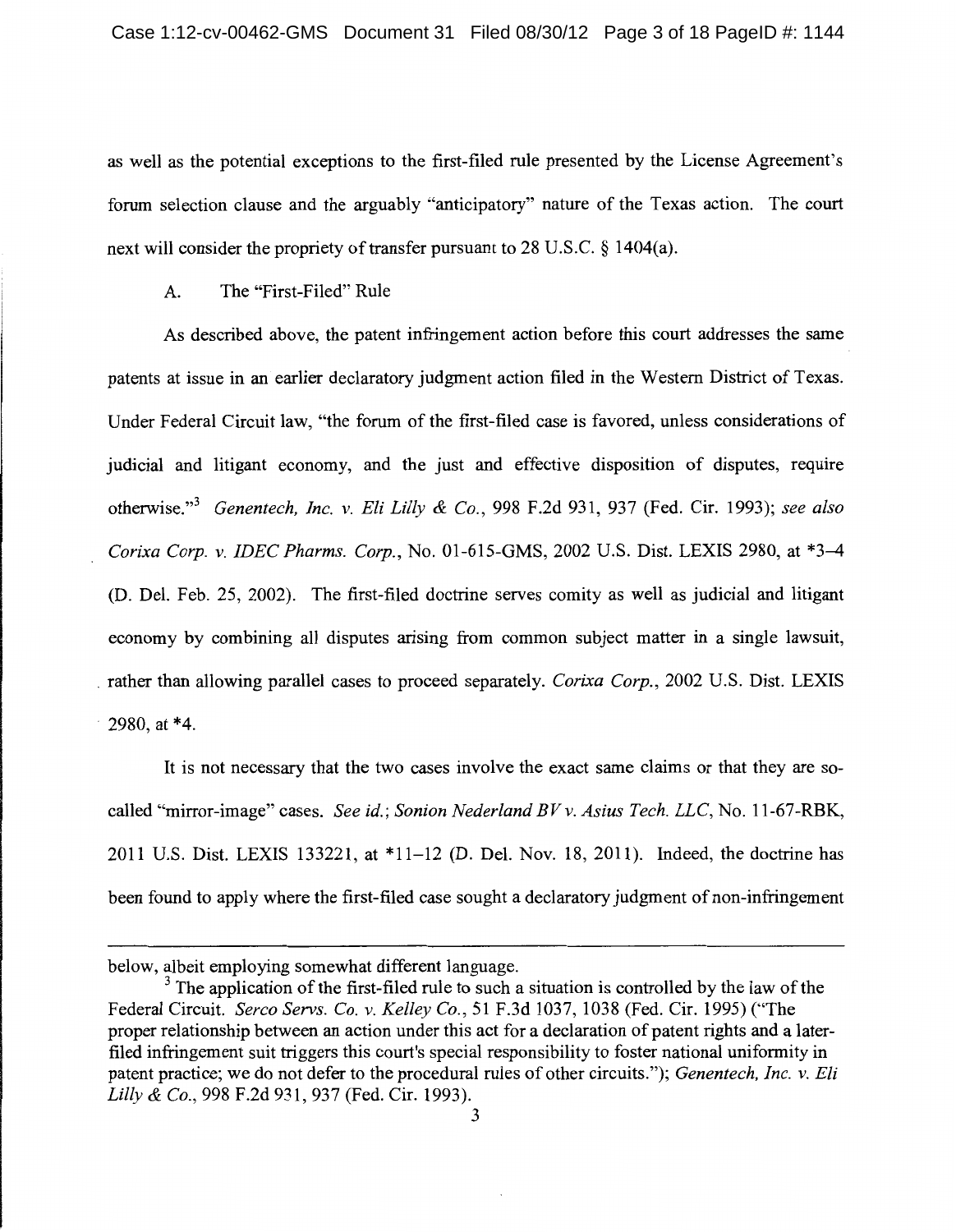as well as the potential exceptions to the first-filed rule presented by the License Agreement's forum selection clause and the arguably "anticipatory" nature of the Texas action. The court next will consider the propriety of transfer pursuant to 28 U.S.C. § 1404(a).

### A. The "First-Filed" Rule

As described above, the patent infringement action before this court addresses the same patents at issue in an earlier declaratory judgment action filed in the Western District of Texas. Under Federal Circuit law, "the forum of the first-filed case is favored, unless considerations of judicial and litigant economy, and the just and effective disposition of disputes, require otherwise."[3] *Genentech, Inc. v. Eli Lilly & Co.*, 998 F.2d 931, 937 (Fed. Cir. 1993); *see also Corixa Corp. v. IDEC Pharms. Corp.*, No. 01-615-GMS, 2002 U.S. Dist. LEXIS 2980, at *3–4 (D. Del. Feb. 25, 2002). The first-filed doctrine serves comity as well as judicial and litigant economy by combining all disputes arising from common subject matter in a single lawsuit, rather than allowing parallel cases to proceed separately. *Corixa Corp.*, 2002 U.S. Dist. LEXIS 2980, at *4.

It is not necessary that the two cases involve the exact same claims or that they are so-called "mirror-image" cases. *See id.*; *Sonion Nederland BV v. Asius Tech. LLC*, No. 11-67-RBK, 2011 U.S. Dist. LEXIS 133221, at *11–12 (D. Del. Nov. 18, 2011). Indeed, the doctrine has been found to apply where the first-filed case sought a declaratory judgment of non-infringement

---

below, albeit employing somewhat different language.

[3] The application of the first-filed rule to such a situation is controlled by the law of the Federal Circuit. *Serco Servs. Co. v. Kelley Co.*, 51 F.3d 1037, 1038 (Fed. Cir. 1995) ("The proper relationship between an action under this act for a declaration of patent rights and a later-filed infringement suit triggers this court's special responsibility to foster national uniformity in patent practice; we do not defer to the procedural rules of other circuits."); *Genentech, Inc. v. Eli Lilly & Co.*, 998 F.2d 931, 937 (Fed. Cir. 1993).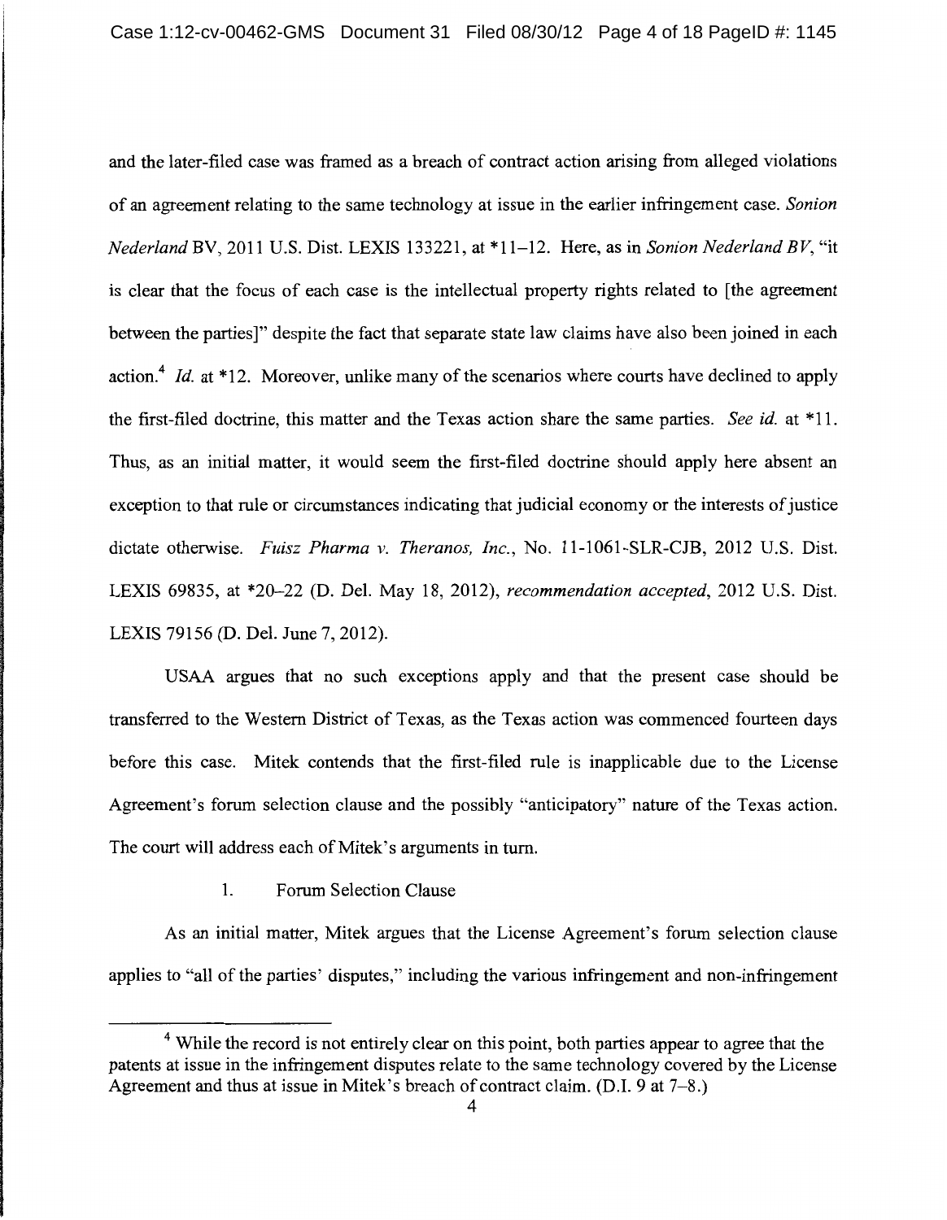and the later-filed case was framed as a breach of contract action arising from alleged violations of an agreement relating to the same technology at issue in the earlier infringement case. *Sonion Nederland* BV, 2011 U.S. Dist. LEXIS 133221, at *11–12. Here, as in *Sonion Nederland BV*, "it is clear that the focus of each case is the intellectual property rights related to [the agreement between the parties]" despite the fact that separate state law claims have also been joined in each action.[4] *Id.* at *12. Moreover, unlike many of the scenarios where courts have declined to apply the first-filed doctrine, this matter and the Texas action share the same parties. *See id.* at *11. Thus, as an initial matter, it would seem the first-filed doctrine should apply here absent an exception to that rule or circumstances indicating that judicial economy or the interests of justice dictate otherwise. *Fuisz Pharma v. Theranos, Inc.*, No. 11-1061-SLR-CJB, 2012 U.S. Dist. LEXIS 69835, at *20–22 (D. Del. May 18, 2012), *recommendation accepted*, 2012 U.S. Dist. LEXIS 79156 (D. Del. June 7, 2012).

USAA argues that no such exceptions apply and that the present case should be transferred to the Western District of Texas, as the Texas action was commenced fourteen days before this case. Mitek contends that the first-filed rule is inapplicable due to the License Agreement's forum selection clause and the possibly "anticipatory" nature of the Texas action. The court will address each of Mitek's arguments in turn.

1. Forum Selection Clause

As an initial matter, Mitek argues that the License Agreement's forum selection clause applies to "all of the parties' disputes," including the various infringement and non-infringement

---

[4] While the record is not entirely clear on this point, both parties appear to agree that the patents at issue in the infringement disputes relate to the same technology covered by the License Agreement and thus at issue in Mitek's breach of contract claim. (D.I. 9 at 7–8.)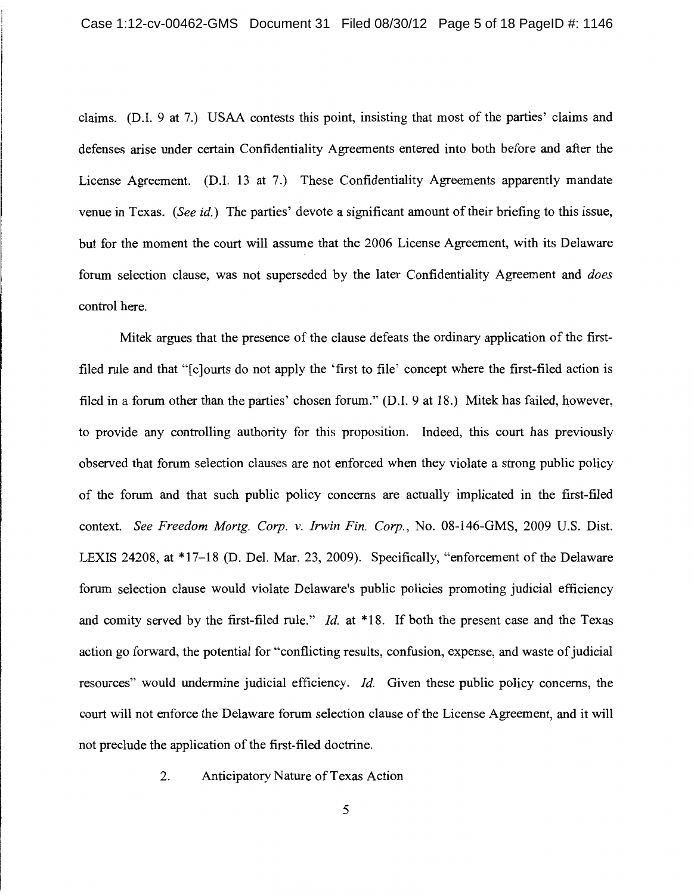claims. (D.I. 9 at 7.) USAA contests this point, insisting that most of the parties' claims and defenses arise under certain Confidentiality Agreements entered into both before and after the License Agreement. (D.I. 13 at 7.) These Confidentiality Agreements apparently mandate venue in Texas. (*See id.*) The parties' devote a significant amount of their briefing to this issue, but for the moment the court will assume that the 2006 License Agreement, with its Delaware forum selection clause, was not superseded by the later Confidentiality Agreement and *does* control here.

Mitek argues that the presence of the clause defeats the ordinary application of the first-filed rule and that "[c]ourts do not apply the 'first to file' concept where the first-filed action is filed in a forum other than the parties' chosen forum." (D.I. 9 at 18.) Mitek has failed, however, to provide any controlling authority for this proposition. Indeed, this court has previously observed that forum selection clauses are not enforced when they violate a strong public policy of the forum and that such public policy concerns are actually implicated in the first-filed context. *See Freedom Mortg. Corp. v. Irwin Fin. Corp.*, No. 08-146-GMS, 2009 U.S. Dist. LEXIS 24208, at *17–18 (D. Del. Mar. 23, 2009). Specifically, "enforcement of the Delaware forum selection clause would violate Delaware's public policies promoting judicial efficiency and comity served by the first-filed rule." *Id.* at *18. If both the present case and the Texas action go forward, the potential for "conflicting results, confusion, expense, and waste of judicial resources" would undermine judicial efficiency. *Id.* Given these public policy concerns, the court will not enforce the Delaware forum selection clause of the License Agreement, and it will not preclude the application of the first-filed doctrine.

2. Anticipatory Nature of Texas Action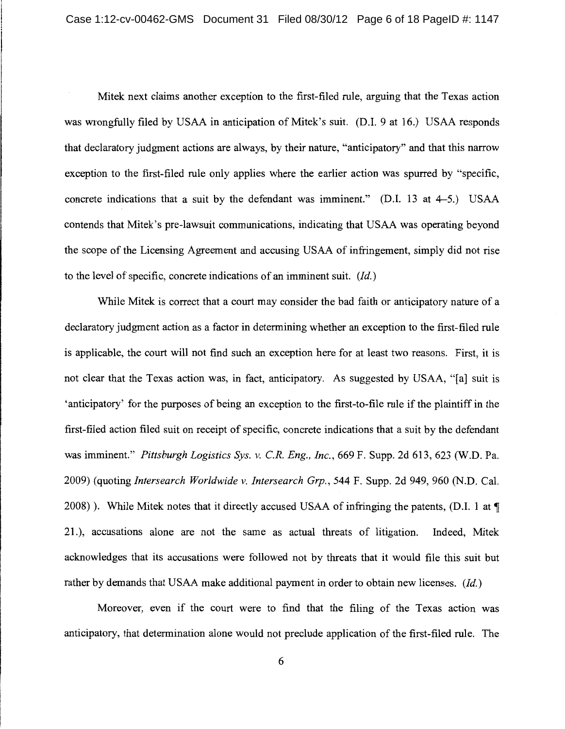Mitek next claims another exception to the first-filed rule, arguing that the Texas action was wrongfully filed by USAA in anticipation of Mitek's suit. (D.I. 9 at 16.) USAA responds that declaratory judgment actions are always, by their nature, "anticipatory" and that this narrow exception to the first-filed rule only applies where the earlier action was spurred by "specific, concrete indications that a suit by the defendant was imminent." (D.I. 13 at 4–5.) USAA contends that Mitek's pre-lawsuit communications, indicating that USAA was operating beyond the scope of the Licensing Agreement and accusing USAA of infringement, simply did not rise to the level of specific, concrete indications of an imminent suit. (*Id.*)

While Mitek is correct that a court may consider the bad faith or anticipatory nature of a declaratory judgment action as a factor in determining whether an exception to the first-filed rule is applicable, the court will not find such an exception here for at least two reasons. First, it is not clear that the Texas action was, in fact, anticipatory. As suggested by USAA, "[a] suit is 'anticipatory' for the purposes of being an exception to the first-to-file rule if the plaintiff in the first-filed action filed suit on receipt of specific, concrete indications that a suit by the defendant was imminent." *Pittsburgh Logistics Sys. v. C.R. Eng., Inc.*, 669 F. Supp. 2d 613, 623 (W.D. Pa. 2009) (quoting *Intersearch Worldwide v. Intersearch Grp.*, 544 F. Supp. 2d 949, 960 (N.D. Cal. 2008) ). While Mitek notes that it directly accused USAA of infringing the patents, (D.I. 1 at ¶ 21.), accusations alone are not the same as actual threats of litigation. Indeed, Mitek acknowledges that its accusations were followed not by threats that it would file this suit but rather by demands that USAA make additional payment in order to obtain new licenses. (*Id.*)

Moreover, even if the court were to find that the filing of the Texas action was anticipatory, that determination alone would not preclude application of the first-filed rule. The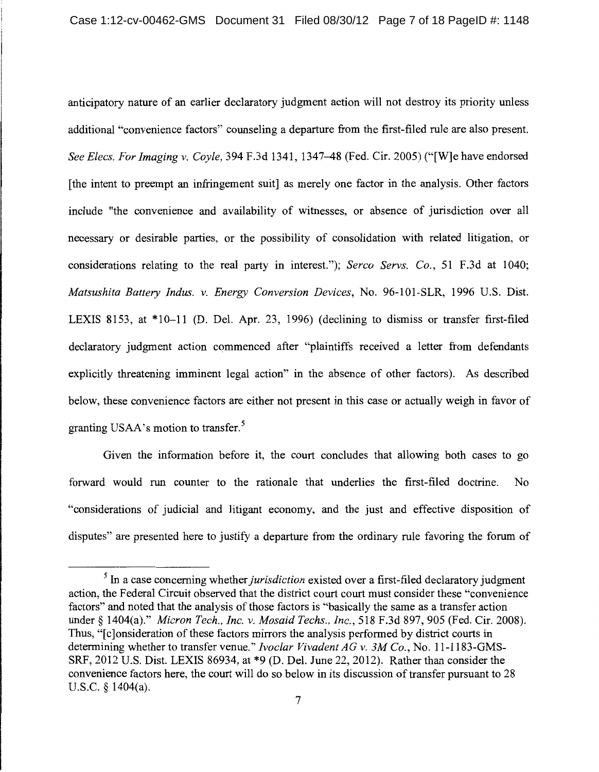anticipatory nature of an earlier declaratory judgment action will not destroy its priority unless additional "convenience factors" counseling a departure from the first-filed rule are also present. *See Elecs. For Imaging v. Coyle*, 394 F.3d 1341, 1347–48 (Fed. Cir. 2005) ("[W]e have endorsed [the intent to preempt an infringement suit] as merely one factor in the analysis. Other factors include "the convenience and availability of witnesses, or absence of jurisdiction over all necessary or desirable parties, or the possibility of consolidation with related litigation, or considerations relating to the real party in interest."); *Serco Servs. Co.*, 51 F.3d at 1040; *Matsushita Battery Indus. v. Energy Conversion Devices*, No. 96-101-SLR, 1996 U.S. Dist. LEXIS 8153, at *10–11 (D. Del. Apr. 23, 1996) (declining to dismiss or transfer first-filed declaratory judgment action commenced after "plaintiffs received a letter from defendants explicitly threatening imminent legal action" in the absence of other factors). As described below, these convenience factors are either not present in this case or actually weigh in favor of granting USAA's motion to transfer.[5]

Given the information before it, the court concludes that allowing both cases to go forward would run counter to the rationale that underlies the first-filed doctrine. No "considerations of judicial and litigant economy, and the just and effective disposition of disputes" are presented here to justify a departure from the ordinary rule favoring the forum of

---

[5] In a case concerning whether *jurisdiction* existed over a first-filed declaratory judgment action, the Federal Circuit observed that the district court court must consider these "convenience factors" and noted that the analysis of those factors is "basically the same as a transfer action under § 1404(a)." *Micron Tech., Inc. v. Mosaid Techs., Inc.*, 518 F.3d 897, 905 (Fed. Cir. 2008). Thus, "[c]onsideration of these factors mirrors the analysis performed by district courts in determining whether to transfer venue." *Ivoclar Vivadent AG v. 3M Co.*, No. 11-1183-GMS-SRF, 2012 U.S. Dist. LEXIS 86934, at *9 (D. Del. June 22, 2012). Rather than consider the convenience factors here, the court will do so below in its discussion of transfer pursuant to 28 U.S.C. § 1404(a).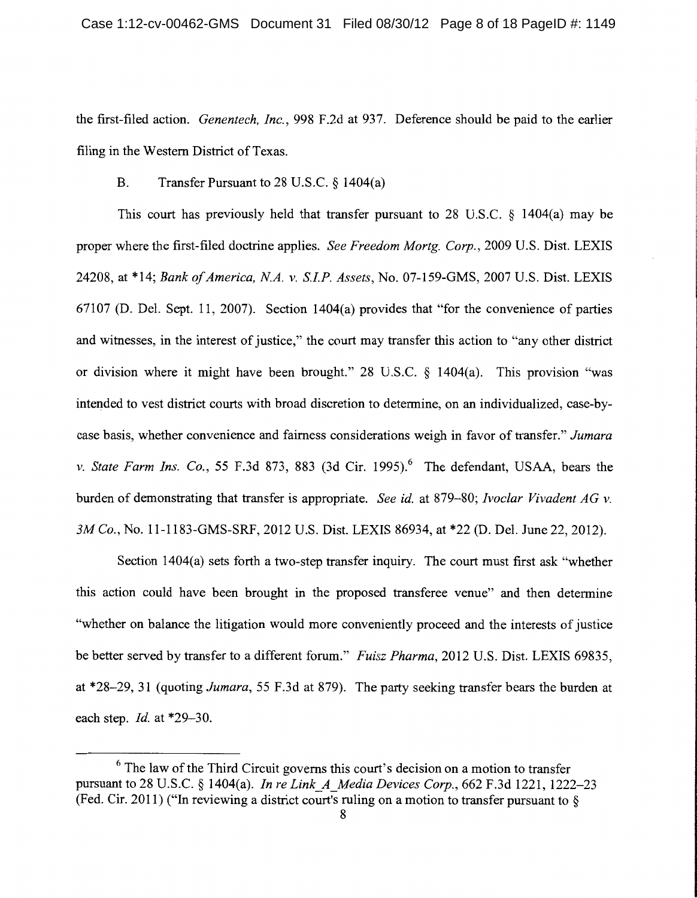the first-filed action. *Genentech, Inc.*, 998 F.2d at 937. Deference should be paid to the earlier filing in the Western District of Texas.

B. Transfer Pursuant to 28 U.S.C. § 1404(a)

This court has previously held that transfer pursuant to 28 U.S.C. § 1404(a) may be proper where the first-filed doctrine applies. *See Freedom Mortg. Corp.*, 2009 U.S. Dist. LEXIS 24208, at *14; *Bank of America, N.A. v. S.I.P. Assets*, No. 07-159-GMS, 2007 U.S. Dist. LEXIS 67107 (D. Del. Sept. 11, 2007). Section 1404(a) provides that "for the convenience of parties and witnesses, in the interest of justice," the court may transfer this action to "any other district or division where it might have been brought." 28 U.S.C. § 1404(a). This provision "was intended to vest district courts with broad discretion to determine, on an individualized, case-by-case basis, whether convenience and fairness considerations weigh in favor of transfer." *Jumara v. State Farm Ins. Co.*, 55 F.3d 873, 883 (3d Cir. 1995).[6] The defendant, USAA, bears the burden of demonstrating that transfer is appropriate. *See id.* at 879–80; *Ivoclar Vivadent AG v. 3M Co.*, No. 11-1183-GMS-SRF, 2012 U.S. Dist. LEXIS 86934, at *22 (D. Del. June 22, 2012).

Section 1404(a) sets forth a two-step transfer inquiry. The court must first ask "whether this action could have been brought in the proposed transferee venue" and then determine "whether on balance the litigation would more conveniently proceed and the interests of justice be better served by transfer to a different forum." *Fuisz Pharma*, 2012 U.S. Dist. LEXIS 69835, at *28–29, 31 (quoting *Jumara*, 55 F.3d at 879). The party seeking transfer bears the burden at each step. *Id.* at *29–30.

[6] The law of the Third Circuit governs this court's decision on a motion to transfer pursuant to 28 U.S.C. § 1404(a). *In re Link_A_Media Devices Corp.*, 662 F.3d 1221, 1222–23 (Fed. Cir. 2011) ("In reviewing a district court's ruling on a motion to transfer pursuant to §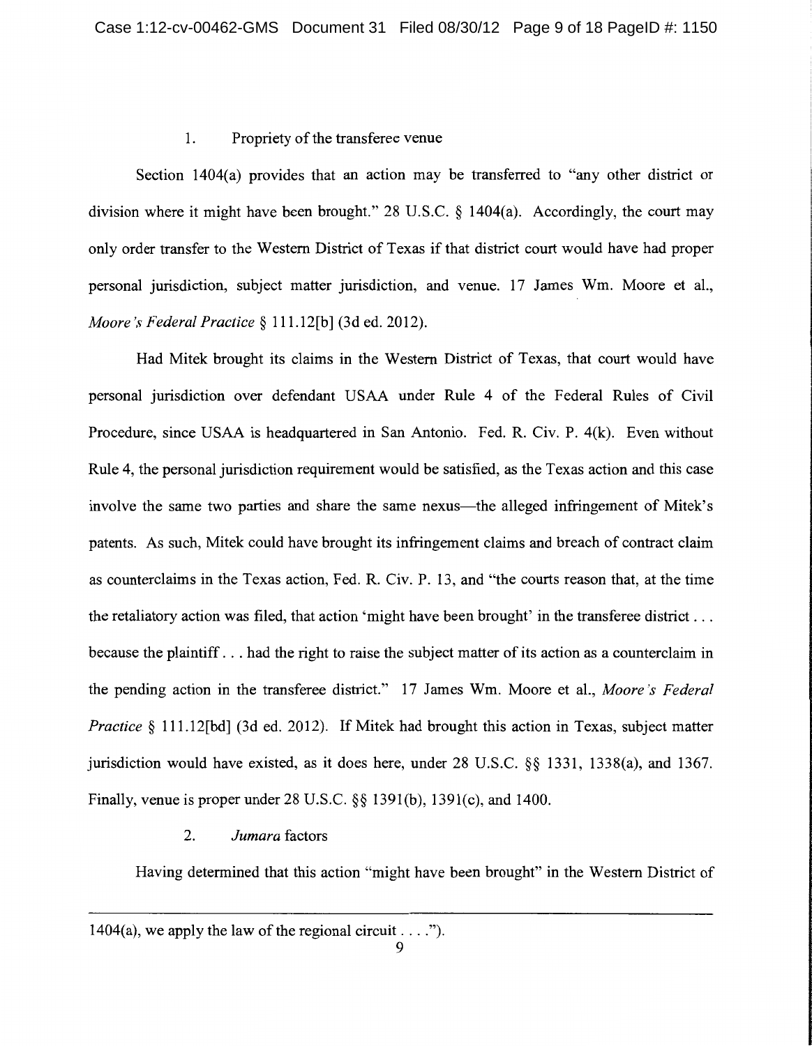1. Propriety of the transferee venue

Section 1404(a) provides that an action may be transferred to "any other district or division where it might have been brought." 28 U.S.C. § 1404(a). Accordingly, the court may only order transfer to the Western District of Texas if that district court would have had proper personal jurisdiction, subject matter jurisdiction, and venue. 17 James Wm. Moore et al., *Moore's Federal Practice* § 111.12[b] (3d ed. 2012).

Had Mitek brought its claims in the Western District of Texas, that court would have personal jurisdiction over defendant USAA under Rule 4 of the Federal Rules of Civil Procedure, since USAA is headquartered in San Antonio. Fed. R. Civ. P. 4(k). Even without Rule 4, the personal jurisdiction requirement would be satisfied, as the Texas action and this case involve the same two parties and share the same nexus—the alleged infringement of Mitek's patents. As such, Mitek could have brought its infringement claims and breach of contract claim as counterclaims in the Texas action, Fed. R. Civ. P. 13, and "the courts reason that, at the time the retaliatory action was filed, that action 'might have been brought' in the transferee district . . . because the plaintiff . . . had the right to raise the subject matter of its action as a counterclaim in the pending action in the transferee district." 17 James Wm. Moore et al., *Moore's Federal Practice* § 111.12[bd] (3d ed. 2012). If Mitek had brought this action in Texas, subject matter jurisdiction would have existed, as it does here, under 28 U.S.C. §§ 1331, 1338(a), and 1367. Finally, venue is proper under 28 U.S.C. §§ 1391(b), 1391(c), and 1400.

2. *Jumara* factors

Having determined that this action "might have been brought" in the Western District of

---

1404(a), we apply the law of the regional circuit . . . .").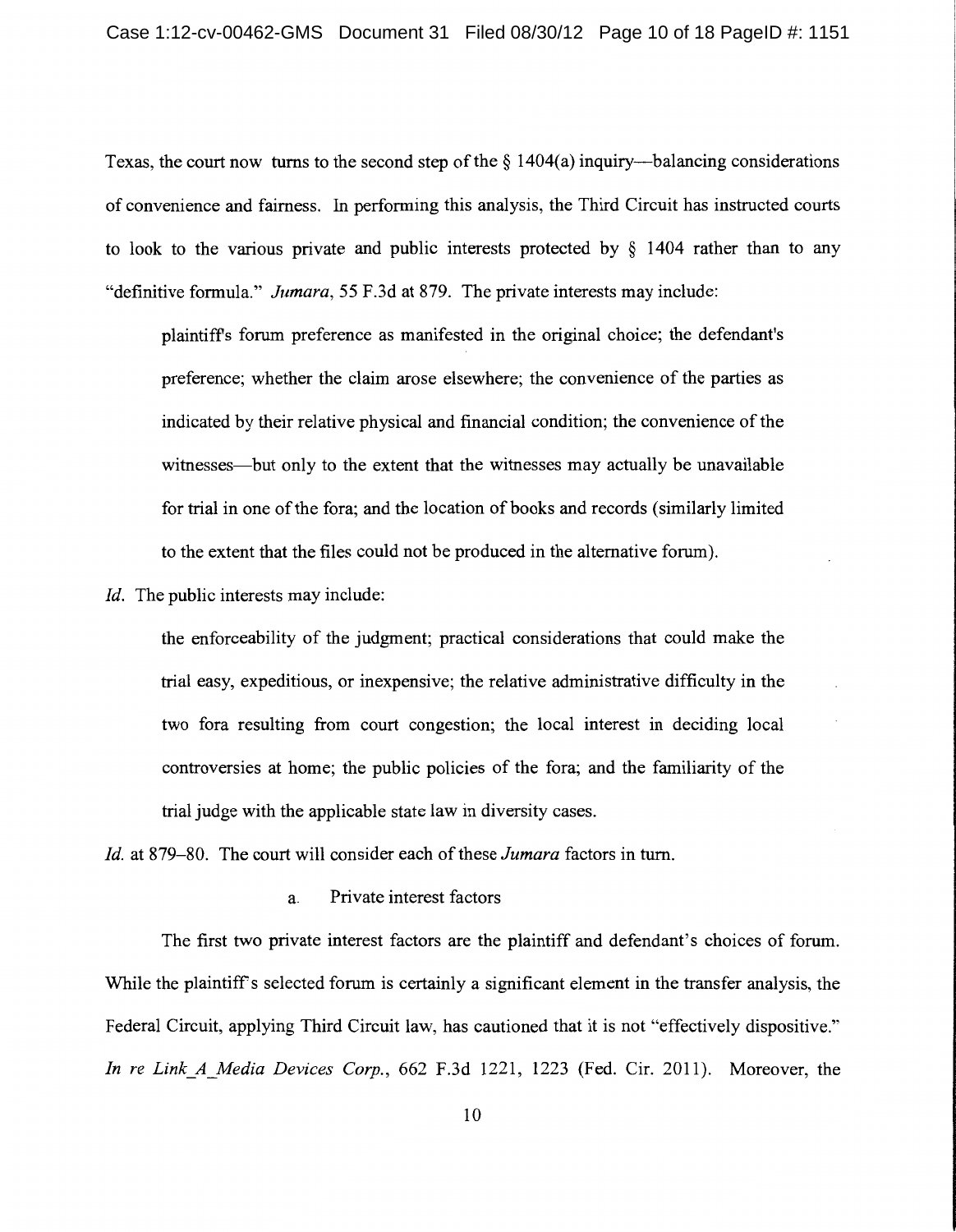Texas, the court now turns to the second step of the § 1404(a) inquiry—balancing considerations of convenience and fairness. In performing this analysis, the Third Circuit has instructed courts to look to the various private and public interests protected by § 1404 rather than to any "definitive formula." *Jumara*, 55 F.3d at 879. The private interests may include:

> plaintiff's forum preference as manifested in the original choice; the defendant's preference; whether the claim arose elsewhere; the convenience of the parties as indicated by their relative physical and financial condition; the convenience of the witnesses—but only to the extent that the witnesses may actually be unavailable for trial in one of the fora; and the location of books and records (similarly limited to the extent that the files could not be produced in the alternative forum).

*Id.* The public interests may include:

> the enforceability of the judgment; practical considerations that could make the trial easy, expeditious, or inexpensive; the relative administrative difficulty in the two fora resulting from court congestion; the local interest in deciding local controversies at home; the public policies of the fora; and the familiarity of the trial judge with the applicable state law in diversity cases.

*Id.* at 879–80. The court will consider each of these *Jumara* factors in turn.

a. Private interest factors

The first two private interest factors are the plaintiff and defendant's choices of forum. While the plaintiff's selected forum is certainly a significant element in the transfer analysis, the Federal Circuit, applying Third Circuit law, has cautioned that it is not "effectively dispositive." *In re Link_A_Media Devices Corp.*, 662 F.3d 1221, 1223 (Fed. Cir. 2011). Moreover, the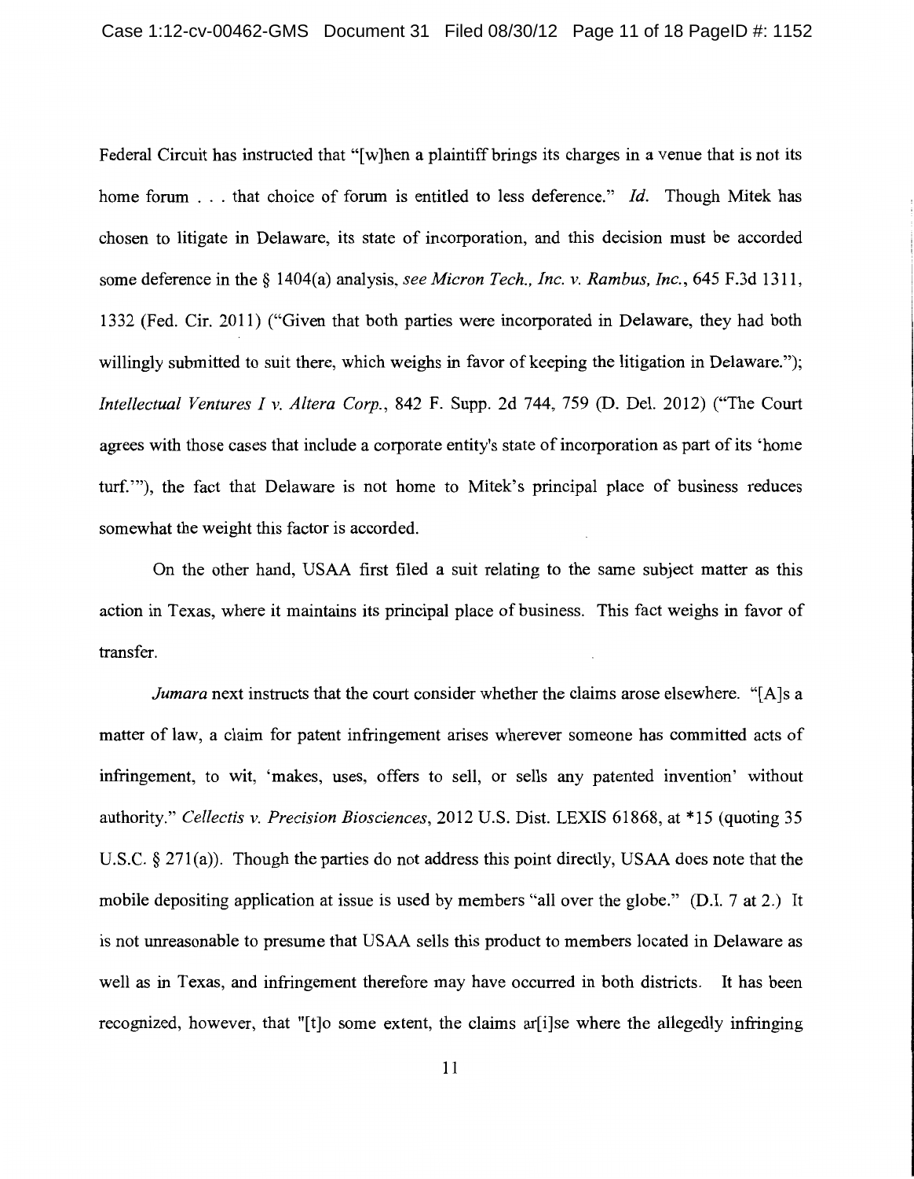Federal Circuit has instructed that "[w]hen a plaintiff brings its charges in a venue that is not its home forum . . . that choice of forum is entitled to less deference." *Id.* Though Mitek has chosen to litigate in Delaware, its state of incorporation, and this decision must be accorded some deference in the § 1404(a) analysis, *see Micron Tech., Inc. v. Rambus, Inc.*, 645 F.3d 1311, 1332 (Fed. Cir. 2011) ("Given that both parties were incorporated in Delaware, they had both willingly submitted to suit there, which weighs in favor of keeping the litigation in Delaware."); *Intellectual Ventures I v. Altera Corp.*, 842 F. Supp. 2d 744, 759 (D. Del. 2012) ("The Court agrees with those cases that include a corporate entity's state of incorporation as part of its 'home turf.'"), the fact that Delaware is not home to Mitek's principal place of business reduces somewhat the weight this factor is accorded.

On the other hand, USAA first filed a suit relating to the same subject matter as this action in Texas, where it maintains its principal place of business. This fact weighs in favor of transfer.

*Jumara* next instructs that the court consider whether the claims arose elsewhere. "[A]s a matter of law, a claim for patent infringement arises wherever someone has committed acts of infringement, to wit, 'makes, uses, offers to sell, or sells any patented invention' without authority." *Cellectis v. Precision Biosciences*, 2012 U.S. Dist. LEXIS 61868, at *15 (quoting 35 U.S.C. § 271(a)). Though the parties do not address this point directly, USAA does note that the mobile depositing application at issue is used by members "all over the globe." (D.I. 7 at 2.) It is not unreasonable to presume that USAA sells this product to members located in Delaware as well as in Texas, and infringement therefore may have occurred in both districts. It has been recognized, however, that "[t]o some extent, the claims ar[i]se where the allegedly infringing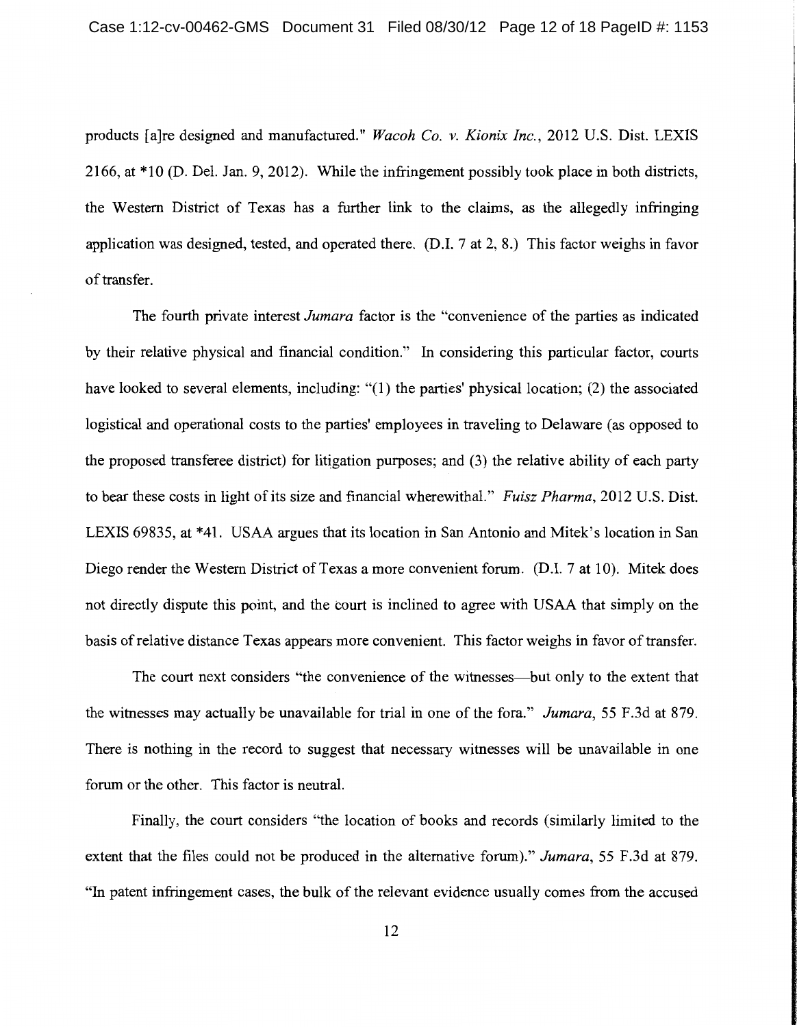products [a]re designed and manufactured." *Wacoh Co. v. Kionix Inc.*, 2012 U.S. Dist. LEXIS 2166, at *10 (D. Del. Jan. 9, 2012). While the infringement possibly took place in both districts, the Western District of Texas has a further link to the claims, as the allegedly infringing application was designed, tested, and operated there. (D.I. 7 at 2, 8.) This factor weighs in favor of transfer.

The fourth private interest *Jumara* factor is the "convenience of the parties as indicated by their relative physical and financial condition." In considering this particular factor, courts have looked to several elements, including: "(1) the parties' physical location; (2) the associated logistical and operational costs to the parties' employees in traveling to Delaware (as opposed to the proposed transferee district) for litigation purposes; and (3) the relative ability of each party to bear these costs in light of its size and financial wherewithal." *Fuisz Pharma*, 2012 U.S. Dist. LEXIS 69835, at *41. USAA argues that its location in San Antonio and Mitek's location in San Diego render the Western District of Texas a more convenient forum. (D.I. 7 at 10). Mitek does not directly dispute this point, and the court is inclined to agree with USAA that simply on the basis of relative distance Texas appears more convenient. This factor weighs in favor of transfer.

The court next considers "the convenience of the witnesses—but only to the extent that the witnesses may actually be unavailable for trial in one of the fora." *Jumara*, 55 F.3d at 879. There is nothing in the record to suggest that necessary witnesses will be unavailable in one forum or the other. This factor is neutral.

Finally, the court considers "the location of books and records (similarly limited to the extent that the files could not be produced in the alternative forum)." *Jumara*, 55 F.3d at 879. "In patent infringement cases, the bulk of the relevant evidence usually comes from the accused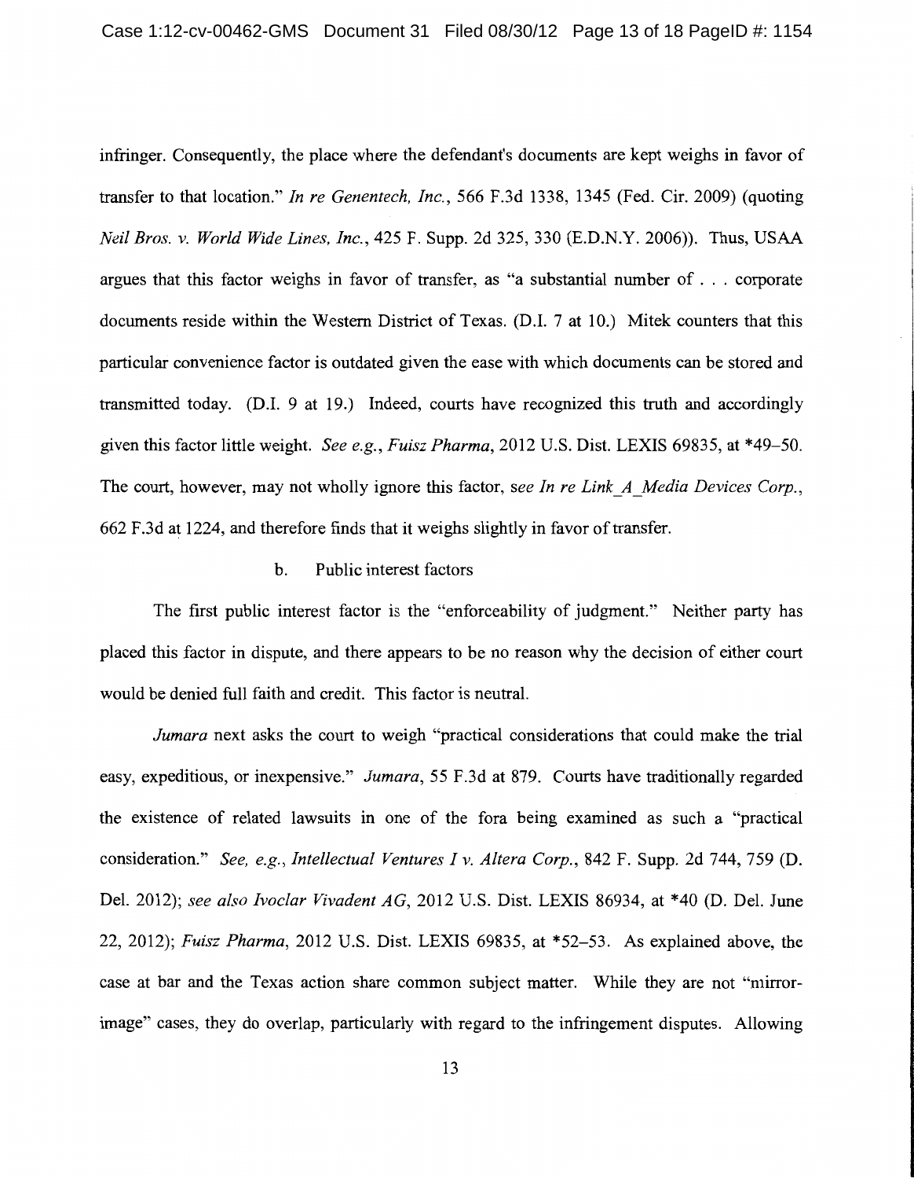infringer. Consequently, the place where the defendant's documents are kept weighs in favor of transfer to that location." *In re Genentech, Inc.*, 566 F.3d 1338, 1345 (Fed. Cir. 2009) (quoting *Neil Bros. v. World Wide Lines, Inc.*, 425 F. Supp. 2d 325, 330 (E.D.N.Y. 2006)). Thus, USAA argues that this factor weighs in favor of transfer, as "a substantial number of . . . corporate documents reside within the Western District of Texas. (D.I. 7 at 10.) Mitek counters that this particular convenience factor is outdated given the ease with which documents can be stored and transmitted today. (D.I. 9 at 19.) Indeed, courts have recognized this truth and accordingly given this factor little weight. *See e.g.*, *Fuisz Pharma*, 2012 U.S. Dist. LEXIS 69835, at *49–50. The court, however, may not wholly ignore this factor, s*ee In re Link_A_Media Devices Corp.*, 662 F.3d at 1224, and therefore finds that it weighs slightly in favor of transfer.

b. Public interest factors

The first public interest factor is the "enforceability of judgment." Neither party has placed this factor in dispute, and there appears to be no reason why the decision of either court would be denied full faith and credit. This factor is neutral.

*Jumara* next asks the court to weigh "practical considerations that could make the trial easy, expeditious, or inexpensive." *Jumara*, 55 F.3d at 879. Courts have traditionally regarded the existence of related lawsuits in one of the fora being examined as such a "practical consideration." *See, e.g.*, *Intellectual Ventures I v. Altera Corp.*, 842 F. Supp. 2d 744, 759 (D. Del. 2012); *see also Ivoclar Vivadent AG*, 2012 U.S. Dist. LEXIS 86934, at *40 (D. Del. June 22, 2012); *Fuisz Pharma*, 2012 U.S. Dist. LEXIS 69835, at *52–53. As explained above, the case at bar and the Texas action share common subject matter. While they are not "mirror-image" cases, they do overlap, particularly with regard to the infringement disputes. Allowing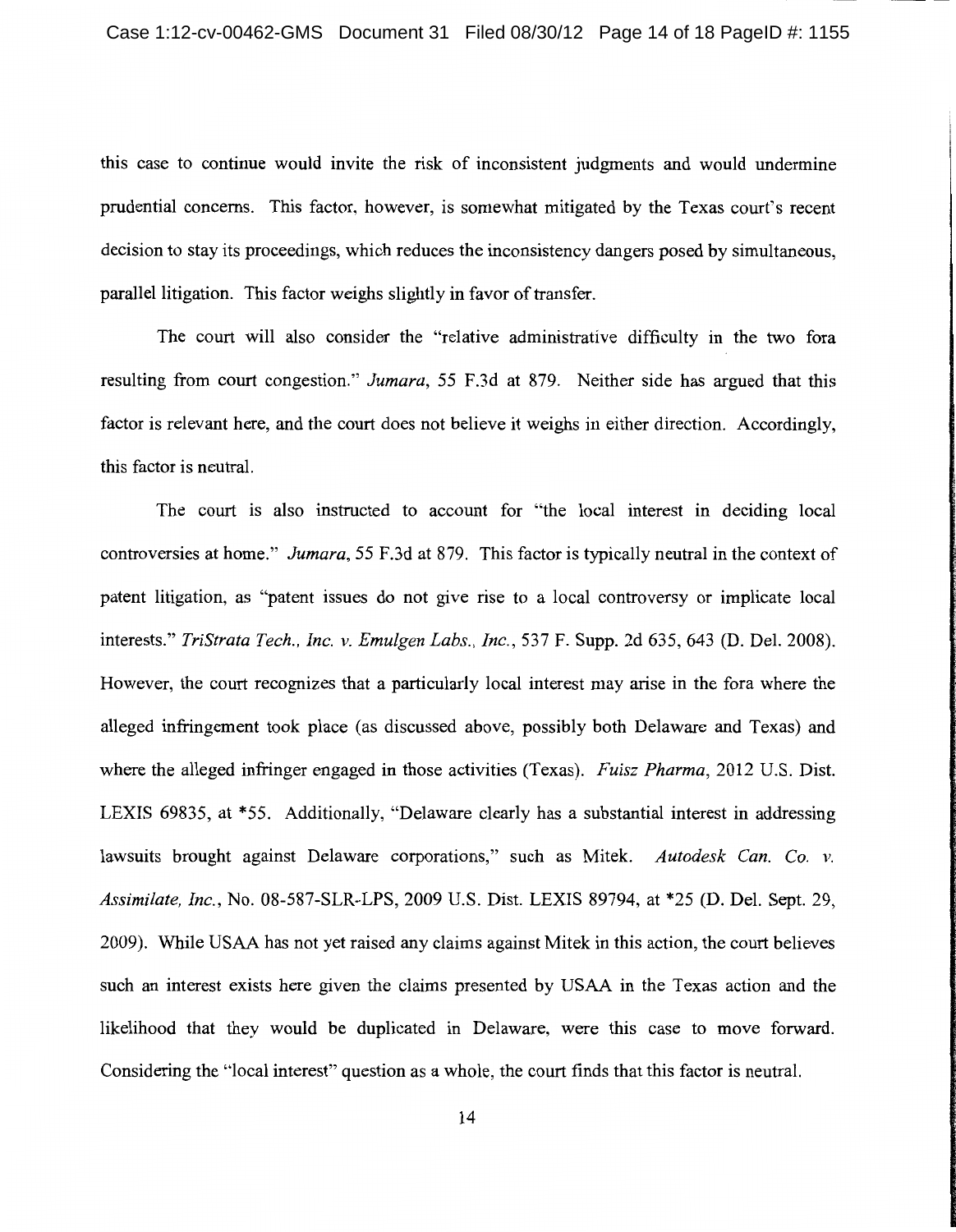this case to continue would invite the risk of inconsistent judgments and would undermine prudential concerns. This factor, however, is somewhat mitigated by the Texas court's recent decision to stay its proceedings, which reduces the inconsistency dangers posed by simultaneous, parallel litigation. This factor weighs slightly in favor of transfer.

The court will also consider the "relative administrative difficulty in the two fora resulting from court congestion." *Jumara*, 55 F.3d at 879. Neither side has argued that this factor is relevant here, and the court does not believe it weighs in either direction. Accordingly, this factor is neutral.

The court is also instructed to account for "the local interest in deciding local controversies at home." *Jumara*, 55 F.3d at 879. This factor is typically neutral in the context of patent litigation, as "patent issues do not give rise to a local controversy or implicate local interests." *TriStrata Tech., Inc. v. Emulgen Labs., Inc.*, 537 F. Supp. 2d 635, 643 (D. Del. 2008). However, the court recognizes that a particularly local interest may arise in the fora where the alleged infringement took place (as discussed above, possibly both Delaware and Texas) and where the alleged infringer engaged in those activities (Texas). *Fuisz Pharma*, 2012 U.S. Dist. LEXIS 69835, at *55. Additionally, "Delaware clearly has a substantial interest in addressing lawsuits brought against Delaware corporations," such as Mitek. *Autodesk Can. Co. v. Assimilate, Inc.*, No. 08-587-SLR-LPS, 2009 U.S. Dist. LEXIS 89794, at *25 (D. Del. Sept. 29, 2009). While USAA has not yet raised any claims against Mitek in this action, the court believes such an interest exists here given the claims presented by USAA in the Texas action and the likelihood that they would be duplicated in Delaware, were this case to move forward. Considering the "local interest" question as a whole, the court finds that this factor is neutral.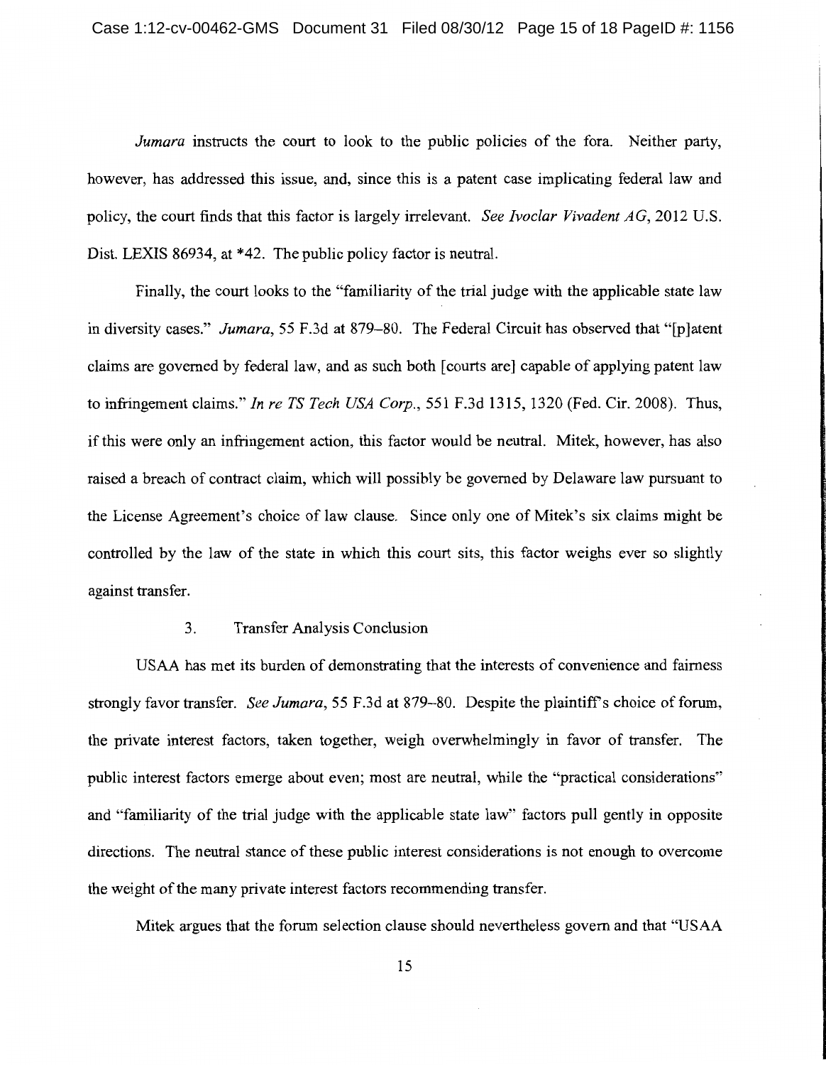*Jumara* instructs the court to look to the public policies of the fora. Neither party, however, has addressed this issue, and, since this is a patent case implicating federal law and policy, the court finds that this factor is largely irrelevant. *See Ivoclar Vivadent AG*, 2012 U.S. Dist. LEXIS 86934, at *42. The public policy factor is neutral.

Finally, the court looks to the "familiarity of the trial judge with the applicable state law in diversity cases." *Jumara*, 55 F.3d at 879–80. The Federal Circuit has observed that "[p]atent claims are governed by federal law, and as such both [courts are] capable of applying patent law to infringement claims." *In re TS Tech USA Corp.*, 551 F.3d 1315, 1320 (Fed. Cir. 2008). Thus, if this were only an infringement action, this factor would be neutral. Mitek, however, has also raised a breach of contract claim, which will possibly be governed by Delaware law pursuant to the License Agreement's choice of law clause. Since only one of Mitek's six claims might be controlled by the law of the state in which this court sits, this factor weighs ever so slightly against transfer.

### 3. Transfer Analysis Conclusion

USAA has met its burden of demonstrating that the interests of convenience and fairness strongly favor transfer. *See Jumara*, 55 F.3d at 879–80. Despite the plaintiff's choice of forum, the private interest factors, taken together, weigh overwhelmingly in favor of transfer. The public interest factors emerge about even; most are neutral, while the "practical considerations" and "familiarity of the trial judge with the applicable state law" factors pull gently in opposite directions. The neutral stance of these public interest considerations is not enough to overcome the weight of the many private interest factors recommending transfer.

Mitek argues that the forum selection clause should nevertheless govern and that "USAA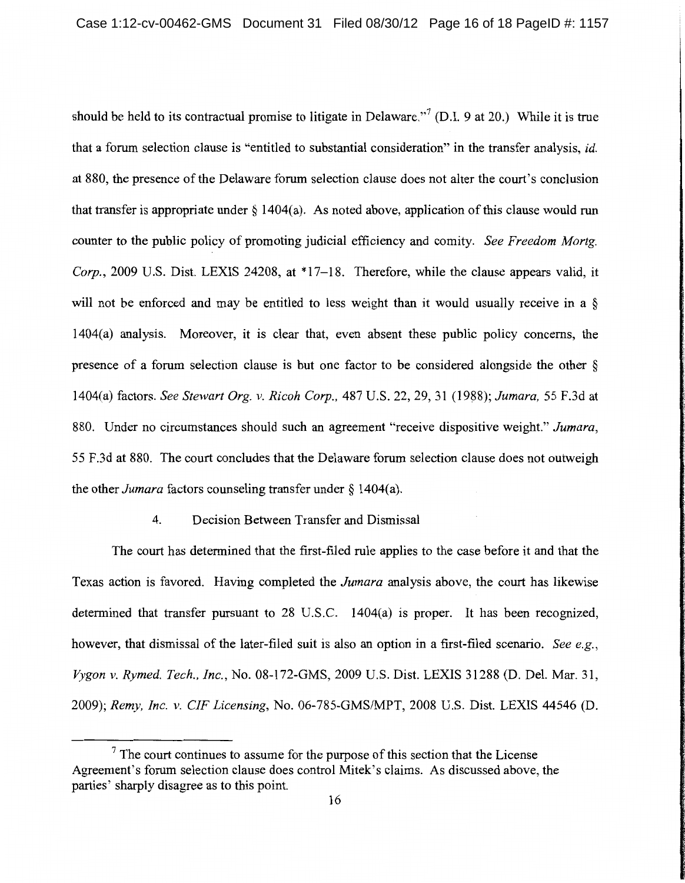should be held to its contractual promise to litigate in Delaware."[7] (D.I. 9 at 20.) While it is true that a forum selection clause is "entitled to substantial consideration" in the transfer analysis, *id.* at 880, the presence of the Delaware forum selection clause does not alter the court's conclusion that transfer is appropriate under § 1404(a). As noted above, application of this clause would run counter to the public policy of promoting judicial efficiency and comity. *See Freedom Mortg. Corp.*, 2009 U.S. Dist. LEXIS 24208, at *17–18. Therefore, while the clause appears valid, it will not be enforced and may be entitled to less weight than it would usually receive in a § 1404(a) analysis. Moreover, it is clear that, even absent these public policy concerns, the presence of a forum selection clause is but one factor to be considered alongside the other § 1404(a) factors. *See Stewart Org. v. Ricoh Corp.*, 487 U.S. 22, 29, 31 (1988); *Jumara*, 55 F.3d at 880. Under no circumstances should such an agreement "receive dispositive weight." *Jumara*, 55 F.3d at 880. The court concludes that the Delaware forum selection clause does not outweigh the other *Jumara* factors counseling transfer under § 1404(a).

4. Decision Between Transfer and Dismissal

The court has determined that the first-filed rule applies to the case before it and that the Texas action is favored. Having completed the *Jumara* analysis above, the court has likewise determined that transfer pursuant to 28 U.S.C. 1404(a) is proper. It has been recognized, however, that dismissal of the later-filed suit is also an option in a first-filed scenario. *See e.g.*, *Vygon v. Rymed. Tech., Inc.*, No. 08-172-GMS, 2009 U.S. Dist. LEXIS 31288 (D. Del. Mar. 31, 2009); *Remy, Inc. v. CIF Licensing*, No. 06-785-GMS/MPT, 2008 U.S. Dist. LEXIS 44546 (D.

[7] The court continues to assume for the purpose of this section that the License Agreement's forum selection clause does control Mitek's claims. As discussed above, the parties' sharply disagree as to this point.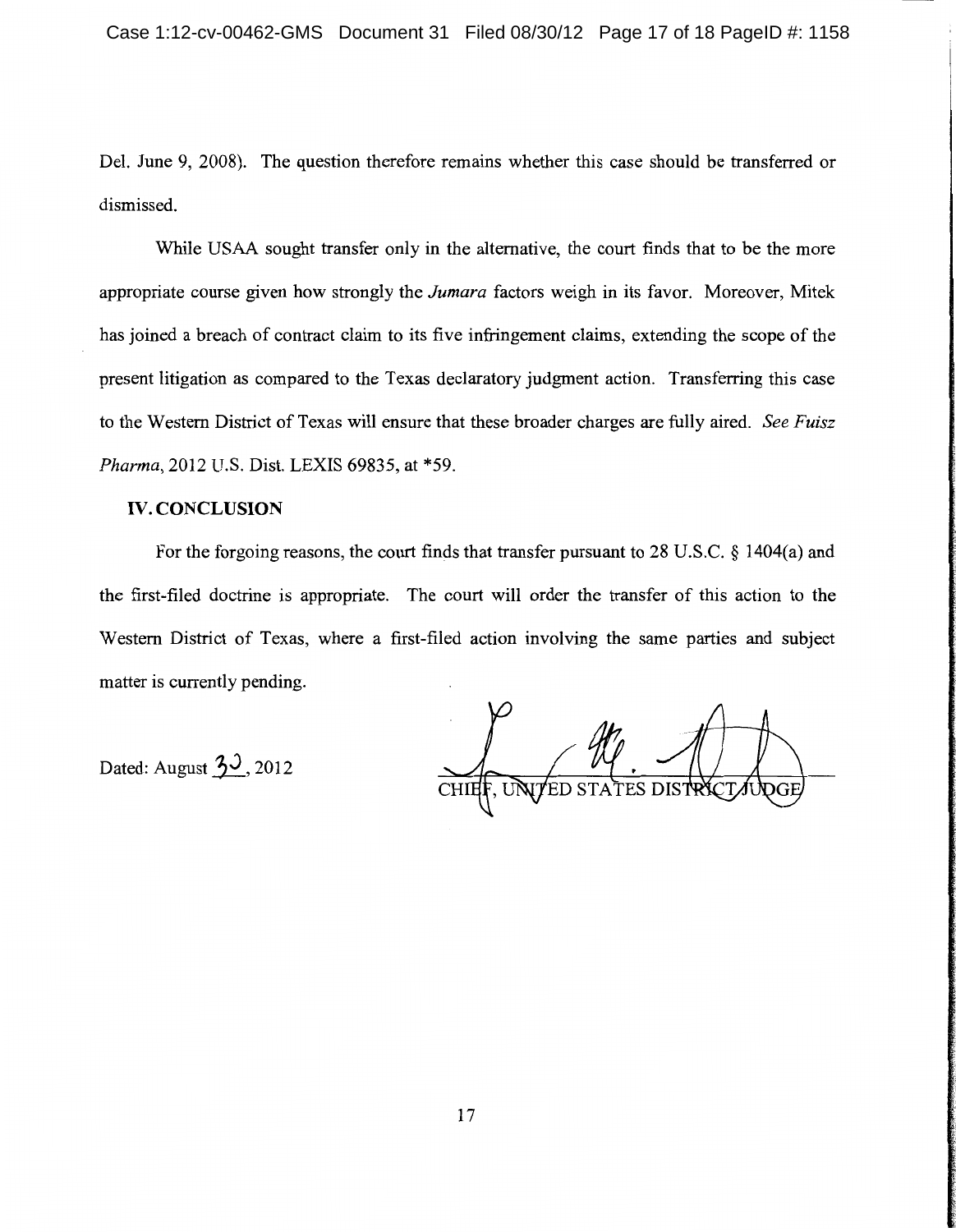Del. June 9, 2008). The question therefore remains whether this case should be transferred or dismissed.

While USAA sought transfer only in the alternative, the court finds that to be the more appropriate course given how strongly the *Jumara* factors weigh in its favor. Moreover, Mitek has joined a breach of contract claim to its five infringement claims, extending the scope of the present litigation as compared to the Texas declaratory judgment action. Transferring this case to the Western District of Texas will ensure that these broader charges are fully aired. *See Fuisz Pharma*, 2012 U.S. Dist. LEXIS 69835, at *59.

## IV. CONCLUSION

For the forgoing reasons, the court finds that transfer pursuant to 28 U.S.C. § 1404(a) and the first-filed doctrine is appropriate. The court will order the transfer of this action to the Western District of Texas, where a first-filed action involving the same parties and subject matter is currently pending.

Dated: August 30, 2012

CHIEF, UNITED STATES DISTRICT JUDGE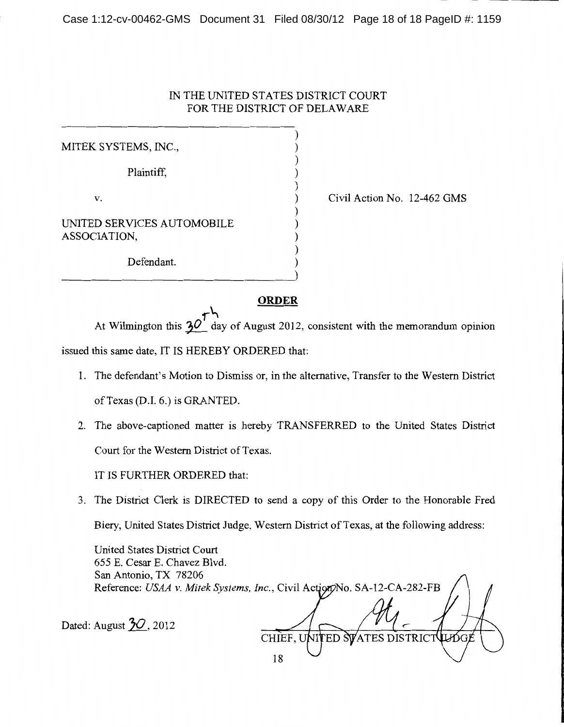IN THE UNITED STATES DISTRICT COURT
FOR THE DISTRICT OF DELAWARE

| | |
|---|---|
| MITEK SYSTEMS, INC., Plaintiff, v. UNITED SERVICES AUTOMOBILE ASSOCIATION, Defendant. | Civil Action No. 12-462 GMS |

## ORDER

At Wilmington this 30th day of August 2012, consistent with the memorandum opinion issued this same date, IT IS HEREBY ORDERED that:

1. The defendant's Motion to Dismiss or, in the alternative, Transfer to the Western District of Texas (D.I. 6.) is GRANTED.
2. The above-captioned matter is hereby TRANSFERRED to the United States District Court for the Western District of Texas.

IT IS FURTHER ORDERED that:

3. The District Clerk is DIRECTED to send a copy of this Order to the Honorable Fred Biery, United States District Judge, Western District of Texas, at the following address:

United States District Court
655 E. Cesar E. Chavez Blvd.
San Antonio, TX 78206
Reference: *USAA v. Mitek Systems, Inc.*, Civil Action No. SA-12-CA-282-FB

Dated: August 30, 2012

CHIEF, UNITED STATES DISTRICT JUDGE